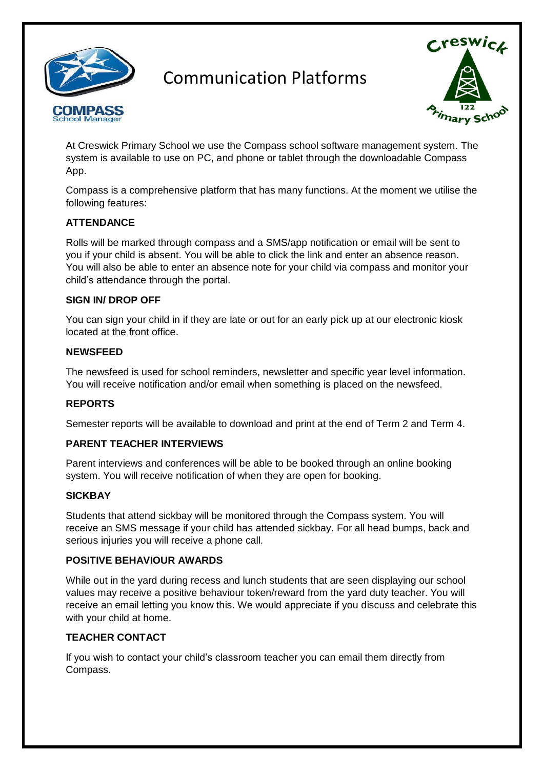# Communication Platforms

At Creswick Primary School we use the Compass school software management system. The system is available to use on PC, and phone or tablet through the downloadable Compass App.

Compass is a comprehensive platform that has many functions. At the moment we utilise the following features:

**ATTENDANCE**

Rolls will be marked through compass and a SMS/app notification or email will be sent to you if your child is absent. You will be able to click the link and enter an absence reason. You will also be able to enter an absence note for your child via compass and monitor your child's attendance through the portal.

**SIGN IN/ DROP OFF**

You can sign your child in if they are late or out for an early pick up at our electronic kiosk located at the front office.

**NEWSFEED**

The newsfeed is used for school reminders, newsletter and specific year level information. You will receive notification and/or email when something is placed on the newsfeed.

**REPORTS**

Semester reports will be available to download and print at the end of Term 2 and Term 4.

**PARENT TEACHER INTERVIEWS**

Parent interviews and conferences will be able to be booked through an online booking system. You will receive notification of when they are open for booking.

**SICKBAY**

Students that attend sickbay will be monitored through the Compass system. You will receive an SMS message if your child has attended sickbay. For all head bumps, back and serious injuries you will receive a phone call.

**POSITIVE BEHAVIOUR AWARDS**

While out in the yard during recess and lunch students that are seen displaying our school values may receive a positive behaviour token/reward from the yard duty teacher. You will receive an email letting you know this. We would appreciate if you discuss and celebrate this with your child at home.

**TEACHER CONTACT**

If you wish to contact your child's classroom teacher you can email them directly from Compass.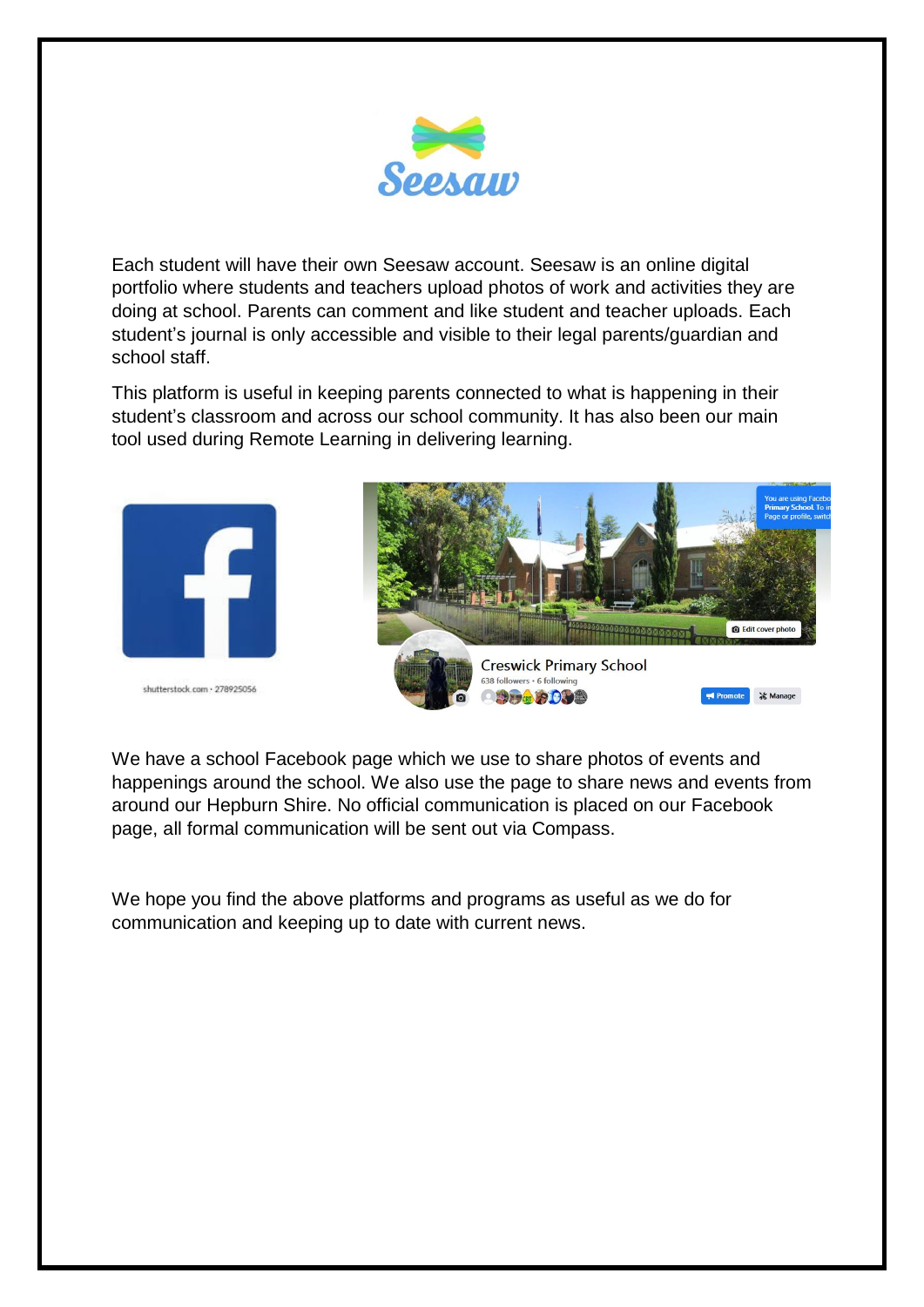Each student will have their own Seesaw account. Seesaw is an online digital portfolio where students and teachers upload photos of work and activities they are doing at school. Parents can comment and like student and teacher uploads. Each student's journal is only accessible and visible to their legal parents/guardian and school staff.

This platform is useful in keeping parents connected to what is happening in their student's classroom and across our school community. It has also been our main tool used during Remote Learning in delivering learning.

We have a school Facebook page which we use to share photos of events and happenings around the school. We also use the page to share news and events from around our Hepburn Shire. No official communication is placed on our Facebook page, all formal communication will be sent out via Compass.

We hope you find the above platforms and programs as useful as we do for communication and keeping up to date with current news.